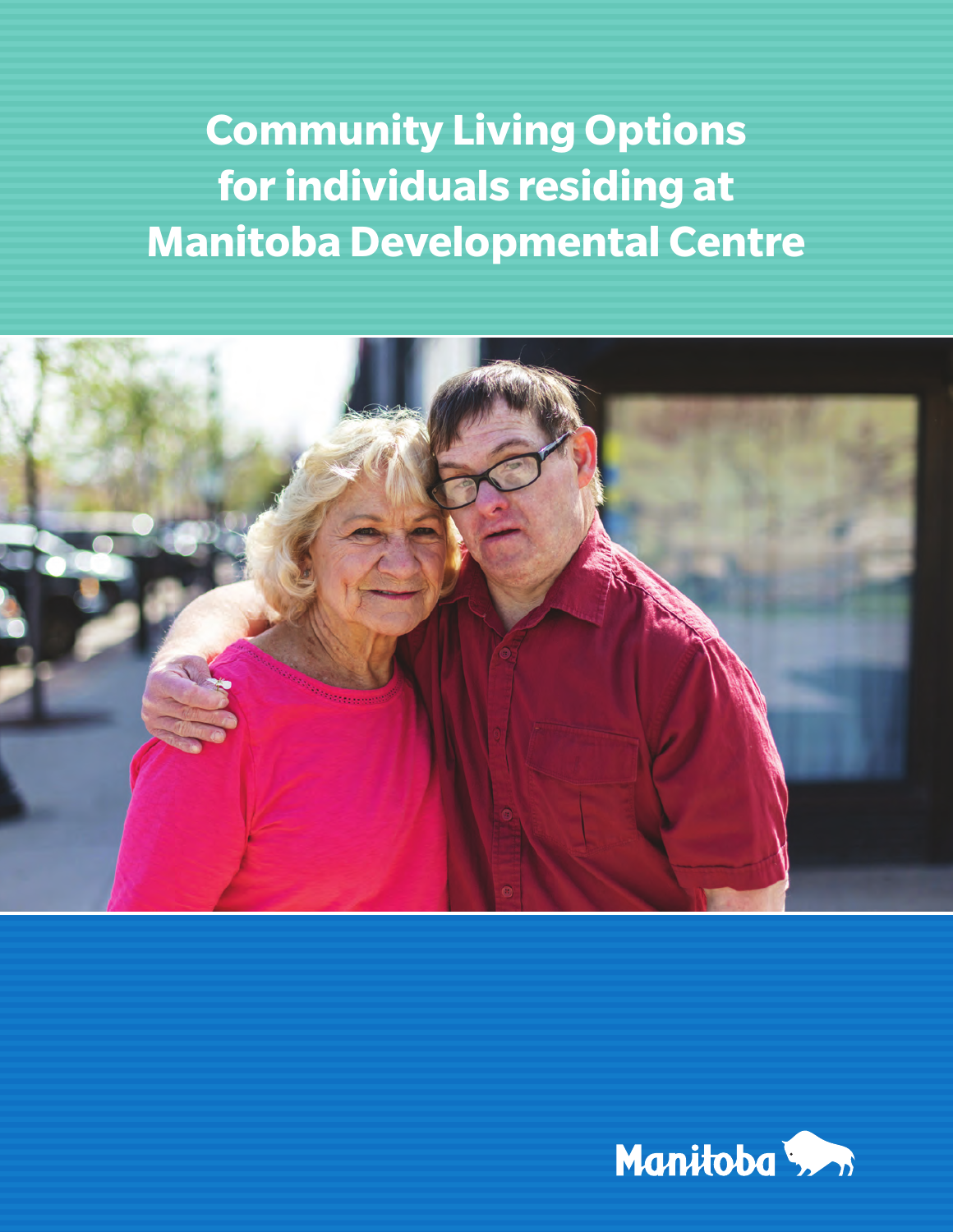# Community Living Options for individuals residing at Manitoba Developmental Centre

Manitoba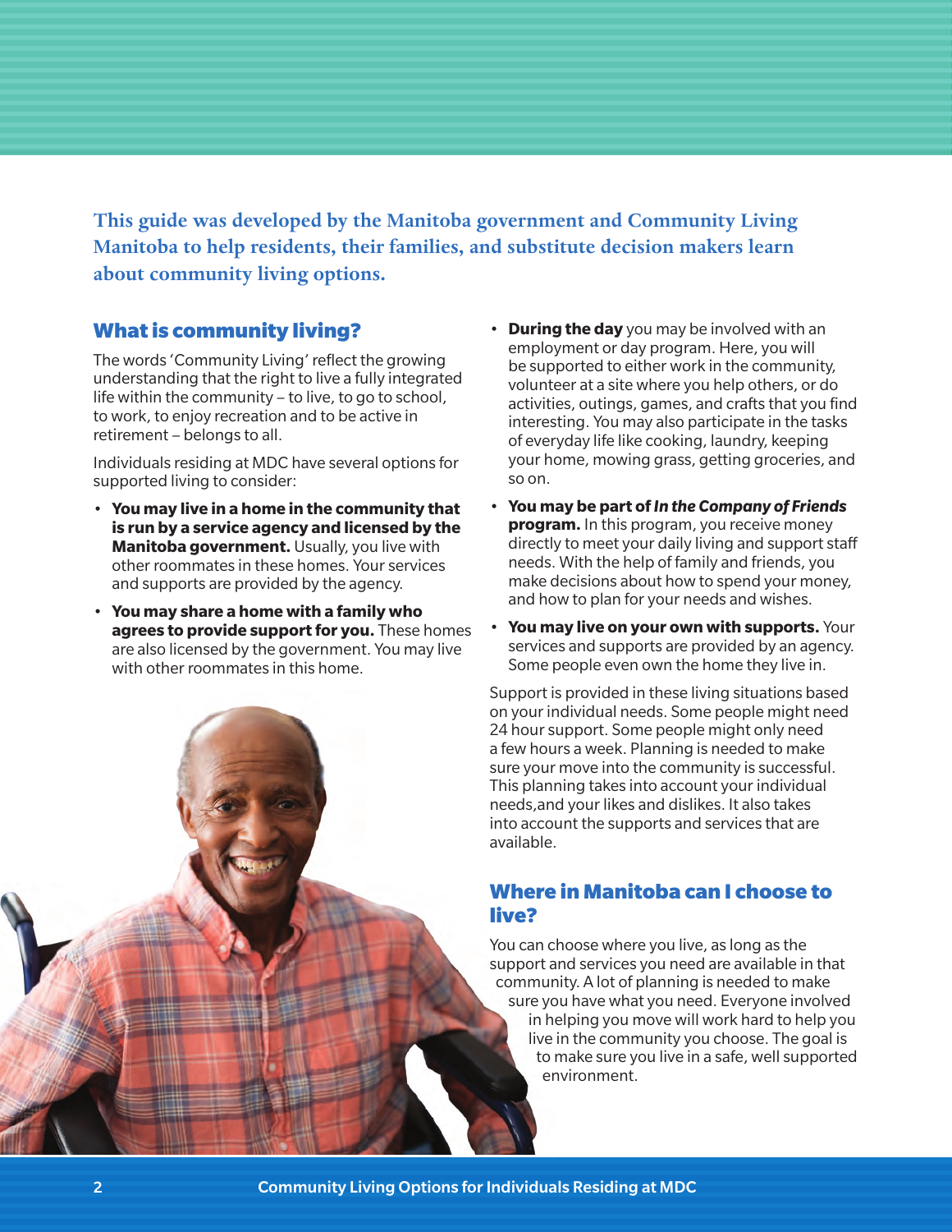**This guide was developed by the Manitoba government and Community Living Manitoba to help residents, their families, and substitute decision makers learn about community living options.**

## What is community living?

The words 'Community Living' reflect the growing understanding that the right to live a fully integrated life within the community – to live, to go to school, to work, to enjoy recreation and to be active in retirement – belongs to all.

Individuals residing at MDC have several options for supported living to consider:

- **You may live in a home in the community that is run by a service agency and licensed by the Manitoba government.** Usually, you live with other roommates in these homes. Your services and supports are provided by the agency.
- **You may share a home with a family who agrees to provide support for you.** These homes are also licensed by the government. You may live with other roommates in this home.
- **During the day** you may be involved with an employment or day program. Here, you will be supported to either work in the community, volunteer at a site where you help others, or do activities, outings, games, and crafts that you find interesting. You may also participate in the tasks of everyday life like cooking, laundry, keeping your home, mowing grass, getting groceries, and so on.
- **You may be part of *In the Company of Friends* program.** In this program, you receive money directly to meet your daily living and support staff needs. With the help of family and friends, you make decisions about how to spend your money, and how to plan for your needs and wishes.
- **You may live on your own with supports.** Your services and supports are provided by an agency. Some people even own the home they live in.

Support is provided in these living situations based on your individual needs. Some people might need 24 hour support. Some people might only need a few hours a week. Planning is needed to make sure your move into the community is successful. This planning takes into account your individual needs,and your likes and dislikes. It also takes into account the supports and services that are available.

## Where in Manitoba can I choose to live?

You can choose where you live, as long as the support and services you need are available in that community. A lot of planning is needed to make sure you have what you need. Everyone involved in helping you move will work hard to help you live in the community you choose. The goal is to make sure you live in a safe, well supported environment.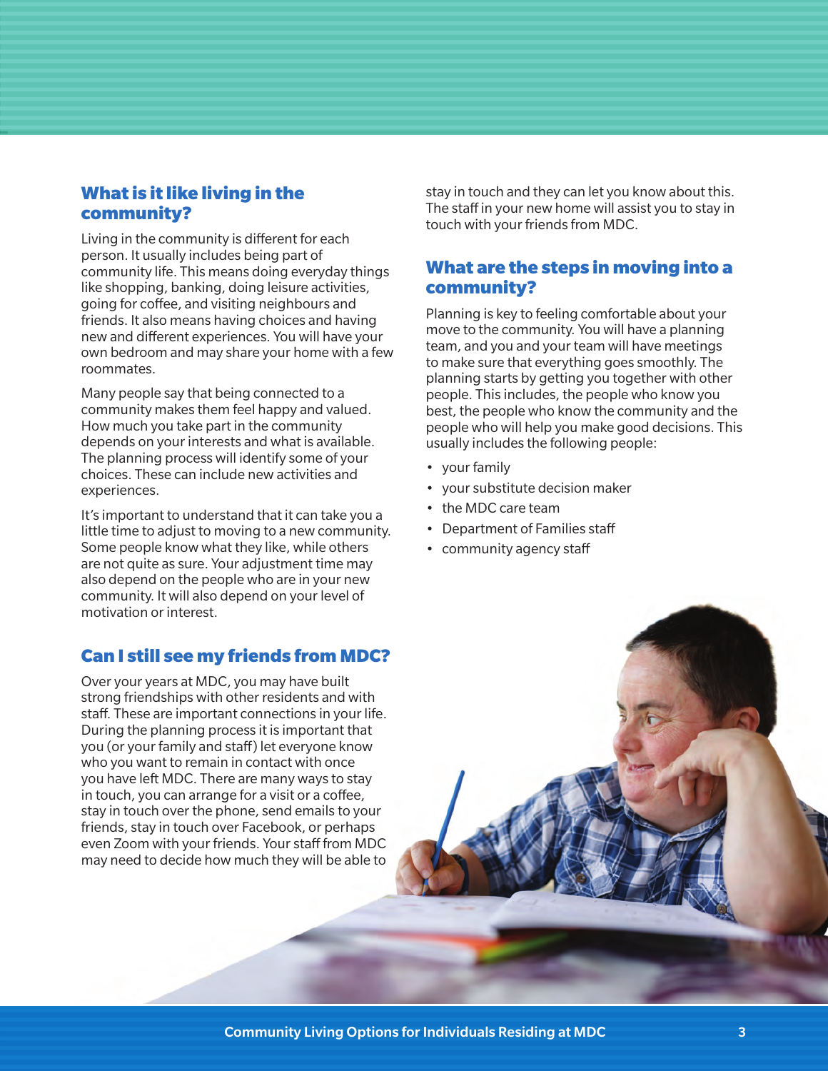## What is it like living in the community?

Living in the community is different for each person. It usually includes being part of community life. This means doing everyday things like shopping, banking, doing leisure activities, going for coffee, and visiting neighbours and friends. It also means having choices and having new and different experiences. You will have your own bedroom and may share your home with a few roommates.

Many people say that being connected to a community makes them feel happy and valued. How much you take part in the community depends on your interests and what is available. The planning process will identify some of your choices. These can include new activities and experiences.

It's important to understand that it can take you a little time to adjust to moving to a new community. Some people know what they like, while others are not quite as sure. Your adjustment time may also depend on the people who are in your new community. It will also depend on your level of motivation or interest.

## Can I still see my friends from MDC?

Over your years at MDC, you may have built strong friendships with other residents and with staff. These are important connections in your life. During the planning process it is important that you (or your family and staff) let everyone know who you want to remain in contact with once you have left MDC. There are many ways to stay in touch, you can arrange for a visit or a coffee, stay in touch over the phone, send emails to your friends, stay in touch over Facebook, or perhaps even Zoom with your friends. Your staff from MDC may need to decide how much they will be able to stay in touch and they can let you know about this. The staff in your new home will assist you to stay in touch with your friends from MDC.

## What are the steps in moving into a community?

Planning is key to feeling comfortable about your move to the community. You will have a planning team, and you and your team will have meetings to make sure that everything goes smoothly. The planning starts by getting you together with other people. This includes, the people who know you best, the people who know the community and the people who will help you make good decisions. This usually includes the following people:

- your family
- your substitute decision maker
- the MDC care team
- Department of Families staff
- community agency staff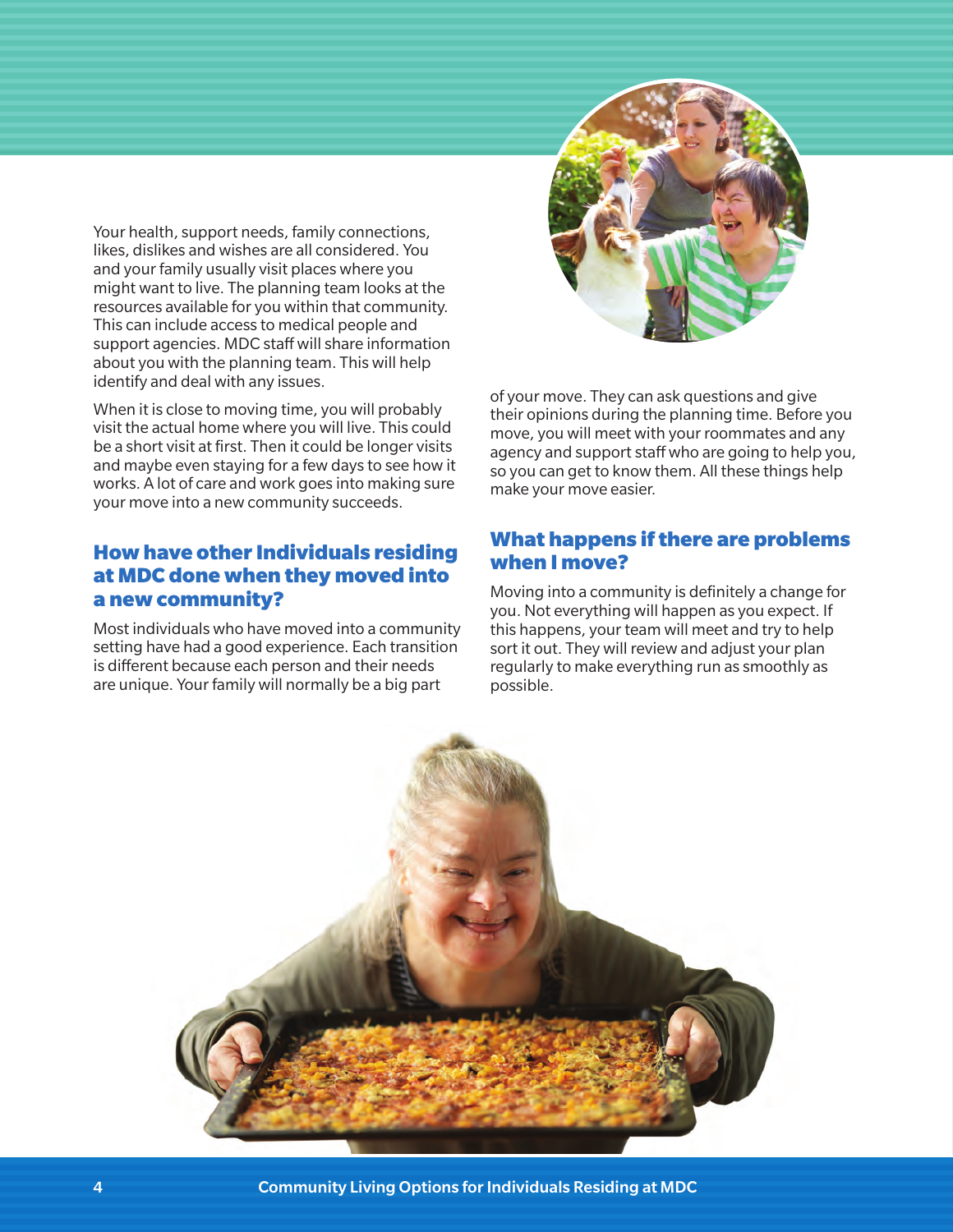Your health, support needs, family connections, likes, dislikes and wishes are all considered. You and your family usually visit places where you might want to live. The planning team looks at the resources available for you within that community. This can include access to medical people and support agencies. MDC staff will share information about you with the planning team. This will help identify and deal with any issues.

When it is close to moving time, you will probably visit the actual home where you will live. This could be a short visit at first. Then it could be longer visits and maybe even staying for a few days to see how it works. A lot of care and work goes into making sure your move into a new community succeeds.

## How have other Individuals residing at MDC done when they moved into a new community?

Most individuals who have moved into a community setting have had a good experience. Each transition is different because each person and their needs are unique. Your family will normally be a big part of your move. They can ask questions and give their opinions during the planning time. Before you move, you will meet with your roommates and any agency and support staff who are going to help you, so you can get to know them. All these things help make your move easier.

## What happens if there are problems when I move?

Moving into a community is definitely a change for you. Not everything will happen as you expect. If this happens, your team will meet and try to help sort it out. They will review and adjust your plan regularly to make everything run as smoothly as possible.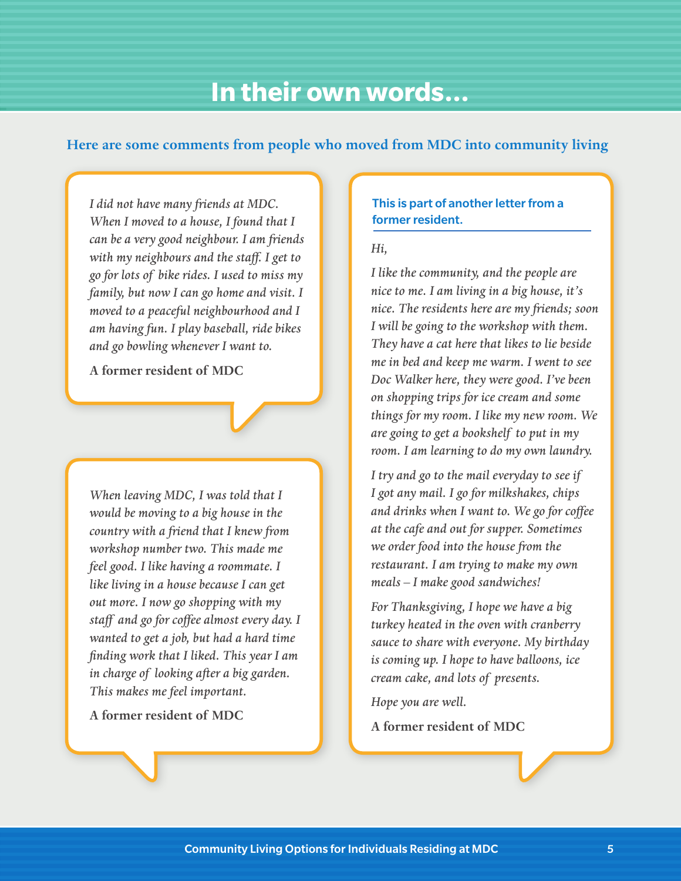# In their own words...

**Here are some comments from people who moved from MDC into community living**

*I did not have many friends at MDC. When I moved to a house, I found that I can be a very good neighbour. I am friends with my neighbours and the staff. I get to go for lots of bike rides. I used to miss my family, but now I can go home and visit. I moved to a peaceful neighbourhood and I am having fun. I play baseball, ride bikes and go bowling whenever I want to.*

**A former resident of MDC**

*When leaving MDC, I was told that I would be moving to a big house in the country with a friend that I knew from workshop number two. This made me feel good. I like having a roommate. I like living in a house because I can get out more. I now go shopping with my staff and go for coffee almost every day. I wanted to get a job, but had a hard time finding work that I liked. This year I am in charge of looking after a big garden. This makes me feel important.*

**A former resident of MDC**

**This is part of another letter from a former resident.**

*Hi,*

*I like the community, and the people are nice to me. I am living in a big house, it's nice. The residents here are my friends; soon I will be going to the workshop with them. They have a cat here that likes to lie beside me in bed and keep me warm. I went to see Doc Walker here, they were good. I've been on shopping trips for ice cream and some things for my room. I like my new room. We are going to get a bookshelf to put in my room. I am learning to do my own laundry.*

*I try and go to the mail everyday to see if I got any mail. I go for milkshakes, chips and drinks when I want to. We go for coffee at the cafe and out for supper. Sometimes we order food into the house from the restaurant. I am trying to make my own meals – I make good sandwiches!*

*For Thanksgiving, I hope we have a big turkey heated in the oven with cranberry sauce to share with everyone. My birthday is coming up. I hope to have balloons, ice cream cake, and lots of presents.*

*Hope you are well.*

**A former resident of MDC**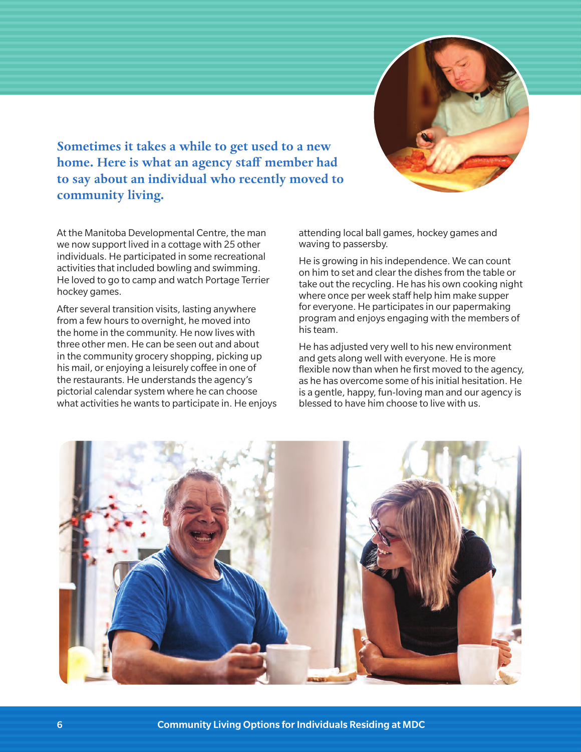**Sometimes it takes a while to get used to a new home. Here is what an agency staff member had to say about an individual who recently moved to community living.**

At the Manitoba Developmental Centre, the man we now support lived in a cottage with 25 other individuals. He participated in some recreational activities that included bowling and swimming. He loved to go to camp and watch Portage Terrier hockey games.

After several transition visits, lasting anywhere from a few hours to overnight, he moved into the home in the community. He now lives with three other men. He can be seen out and about in the community grocery shopping, picking up his mail, or enjoying a leisurely coffee in one of the restaurants. He understands the agency's pictorial calendar system where he can choose what activities he wants to participate in. He enjoys attending local ball games, hockey games and waving to passersby.

He is growing in his independence. We can count on him to set and clear the dishes from the table or take out the recycling. He has his own cooking night where once per week staff help him make supper for everyone. He participates in our papermaking program and enjoys engaging with the members of his team.

He has adjusted very well to his new environment and gets along well with everyone. He is more flexible now than when he first moved to the agency, as he has overcome some of his initial hesitation. He is a gentle, happy, fun-loving man and our agency is blessed to have him choose to live with us.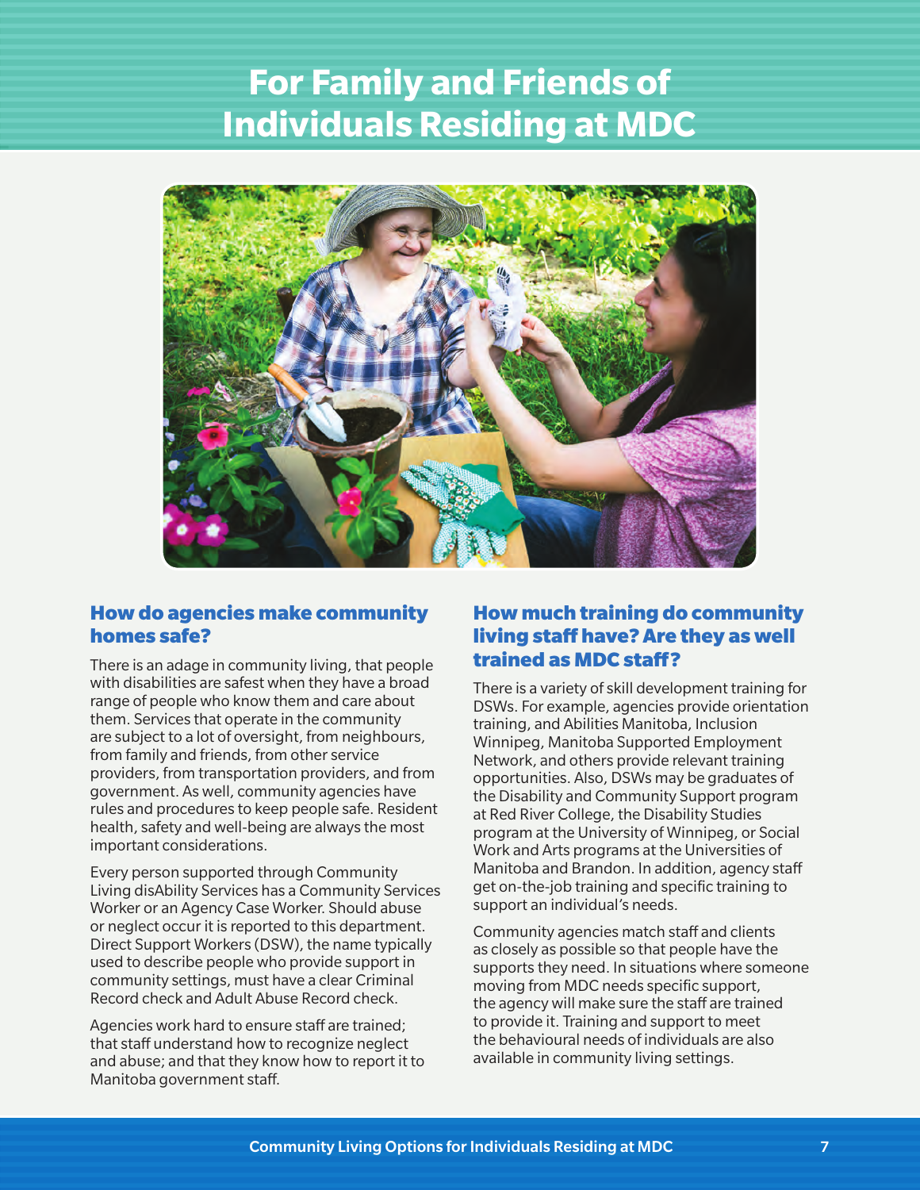# For Family and Friends of Individuals Residing at MDC

## How do agencies make community homes safe?

There is an adage in community living, that people with disabilities are safest when they have a broad range of people who know them and care about them. Services that operate in the community are subject to a lot of oversight, from neighbours, from family and friends, from other service providers, from transportation providers, and from government. As well, community agencies have rules and procedures to keep people safe. Resident health, safety and well-being are always the most important considerations.

Every person supported through Community Living disAbility Services has a Community Services Worker or an Agency Case Worker. Should abuse or neglect occur it is reported to this department. Direct Support Workers (DSW), the name typically used to describe people who provide support in community settings, must have a clear Criminal Record check and Adult Abuse Record check.

Agencies work hard to ensure staff are trained; that staff understand how to recognize neglect and abuse; and that they know how to report it to Manitoba government staff.

## How much training do community living staff have? Are they as well trained as MDC staff?

There is a variety of skill development training for DSWs. For example, agencies provide orientation training, and Abilities Manitoba, Inclusion Winnipeg, Manitoba Supported Employment Network, and others provide relevant training opportunities. Also, DSWs may be graduates of the Disability and Community Support program at Red River College, the Disability Studies program at the University of Winnipeg, or Social Work and Arts programs at the Universities of Manitoba and Brandon. In addition, agency staff get on-the-job training and specific training to support an individual's needs.

Community agencies match staff and clients as closely as possible so that people have the supports they need. In situations where someone moving from MDC needs specific support, the agency will make sure the staff are trained to provide it. Training and support to meet the behavioural needs of individuals are also available in community living settings.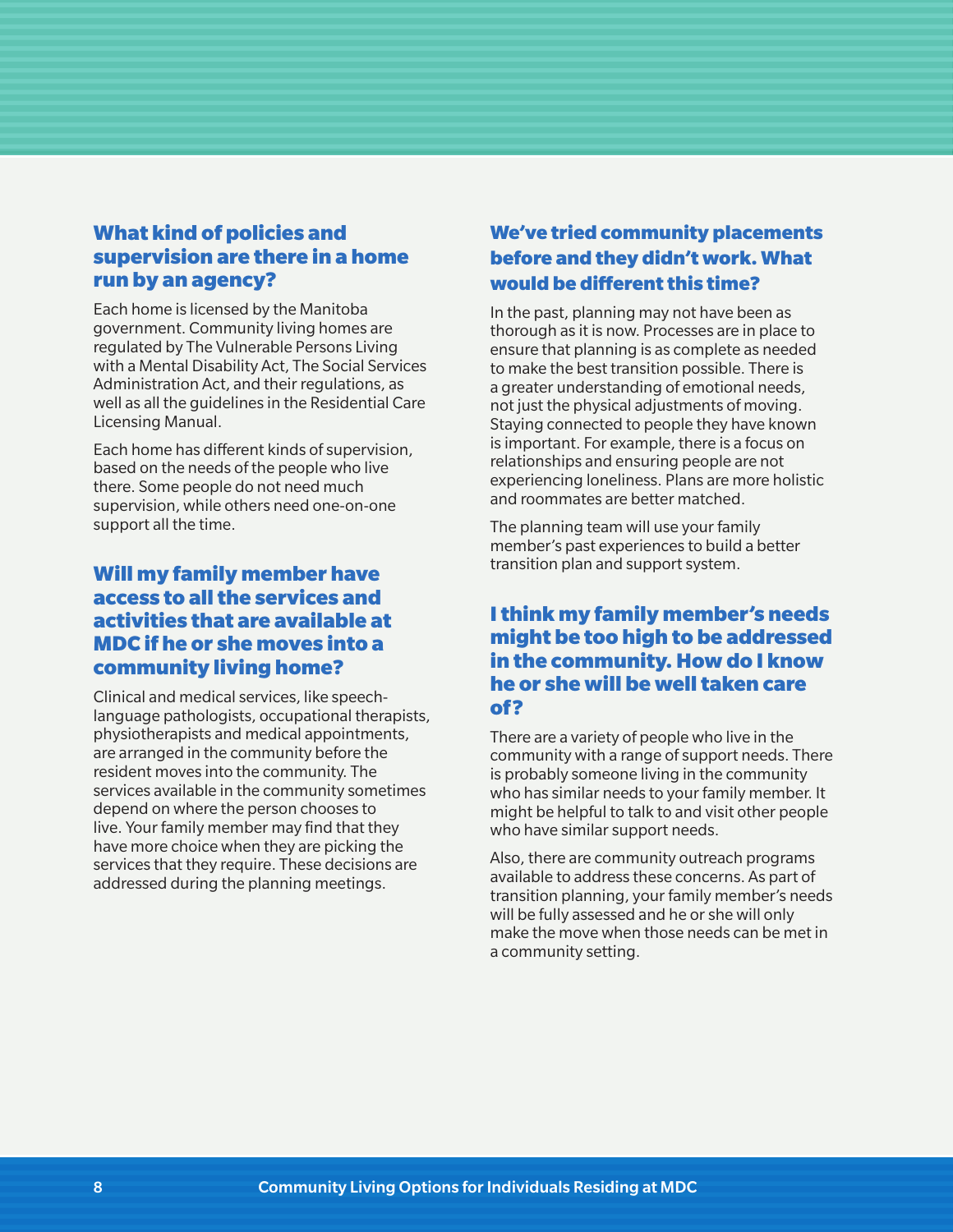## What kind of policies and supervision are there in a home run by an agency?

Each home is licensed by the Manitoba government. Community living homes are regulated by The Vulnerable Persons Living with a Mental Disability Act, The Social Services Administration Act, and their regulations, as well as all the guidelines in the Residential Care Licensing Manual.

Each home has different kinds of supervision, based on the needs of the people who live there. Some people do not need much supervision, while others need one-on-one support all the time.

## Will my family member have access to all the services and activities that are available at MDC if he or she moves into a community living home?

Clinical and medical services, like speech-language pathologists, occupational therapists, physiotherapists and medical appointments, are arranged in the community before the resident moves into the community. The services available in the community sometimes depend on where the person chooses to live. Your family member may find that they have more choice when they are picking the services that they require. These decisions are addressed during the planning meetings.

## We've tried community placements before and they didn't work. What would be different this time?

In the past, planning may not have been as thorough as it is now. Processes are in place to ensure that planning is as complete as needed to make the best transition possible. There is a greater understanding of emotional needs, not just the physical adjustments of moving. Staying connected to people they have known is important. For example, there is a focus on relationships and ensuring people are not experiencing loneliness. Plans are more holistic and roommates are better matched.

The planning team will use your family member's past experiences to build a better transition plan and support system.

## I think my family member's needs might be too high to be addressed in the community. How do I know he or she will be well taken care of?

There are a variety of people who live in the community with a range of support needs. There is probably someone living in the community who has similar needs to your family member. It might be helpful to talk to and visit other people who have similar support needs.

Also, there are community outreach programs available to address these concerns. As part of transition planning, your family member's needs will be fully assessed and he or she will only make the move when those needs can be met in a community setting.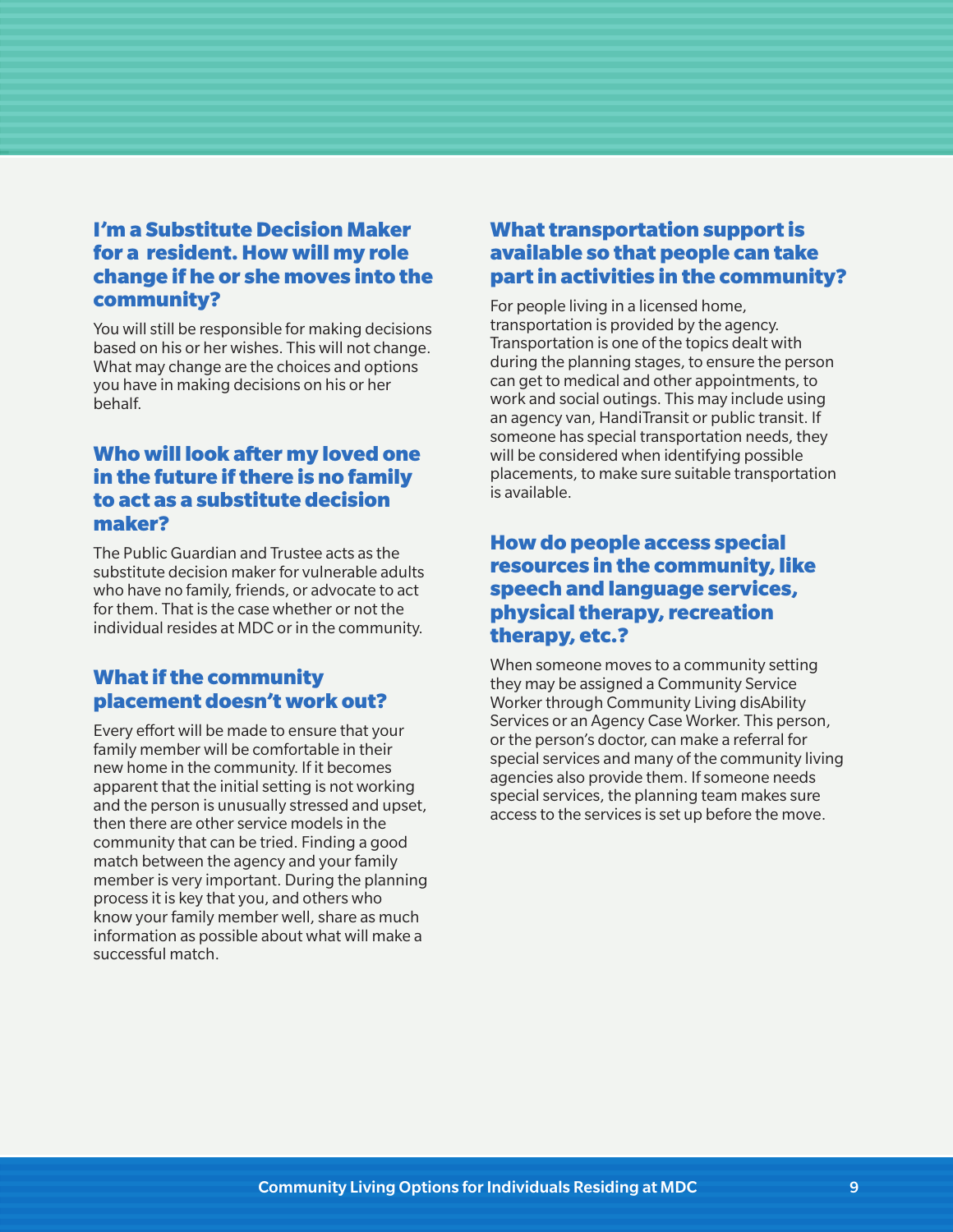## I'm a Substitute Decision Maker for a resident. How will my role change if he or she moves into the community?

You will still be responsible for making decisions based on his or her wishes. This will not change. What may change are the choices and options you have in making decisions on his or her behalf.

## Who will look after my loved one in the future if there is no family to act as a substitute decision maker?

The Public Guardian and Trustee acts as the substitute decision maker for vulnerable adults who have no family, friends, or advocate to act for them. That is the case whether or not the individual resides at MDC or in the community.

## What if the community placement doesn't work out?

Every effort will be made to ensure that your family member will be comfortable in their new home in the community. If it becomes apparent that the initial setting is not working and the person is unusually stressed and upset, then there are other service models in the community that can be tried. Finding a good match between the agency and your family member is very important. During the planning process it is key that you, and others who know your family member well, share as much information as possible about what will make a successful match.

## What transportation support is available so that people can take part in activities in the community?

For people living in a licensed home, transportation is provided by the agency. Transportation is one of the topics dealt with during the planning stages, to ensure the person can get to medical and other appointments, to work and social outings. This may include using an agency van, HandiTransit or public transit. If someone has special transportation needs, they will be considered when identifying possible placements, to make sure suitable transportation is available.

## How do people access special resources in the community, like speech and language services, physical therapy, recreation therapy, etc.?

When someone moves to a community setting they may be assigned a Community Service Worker through Community Living disAbility Services or an Agency Case Worker. This person, or the person's doctor, can make a referral for special services and many of the community living agencies also provide them. If someone needs special services, the planning team makes sure access to the services is set up before the move.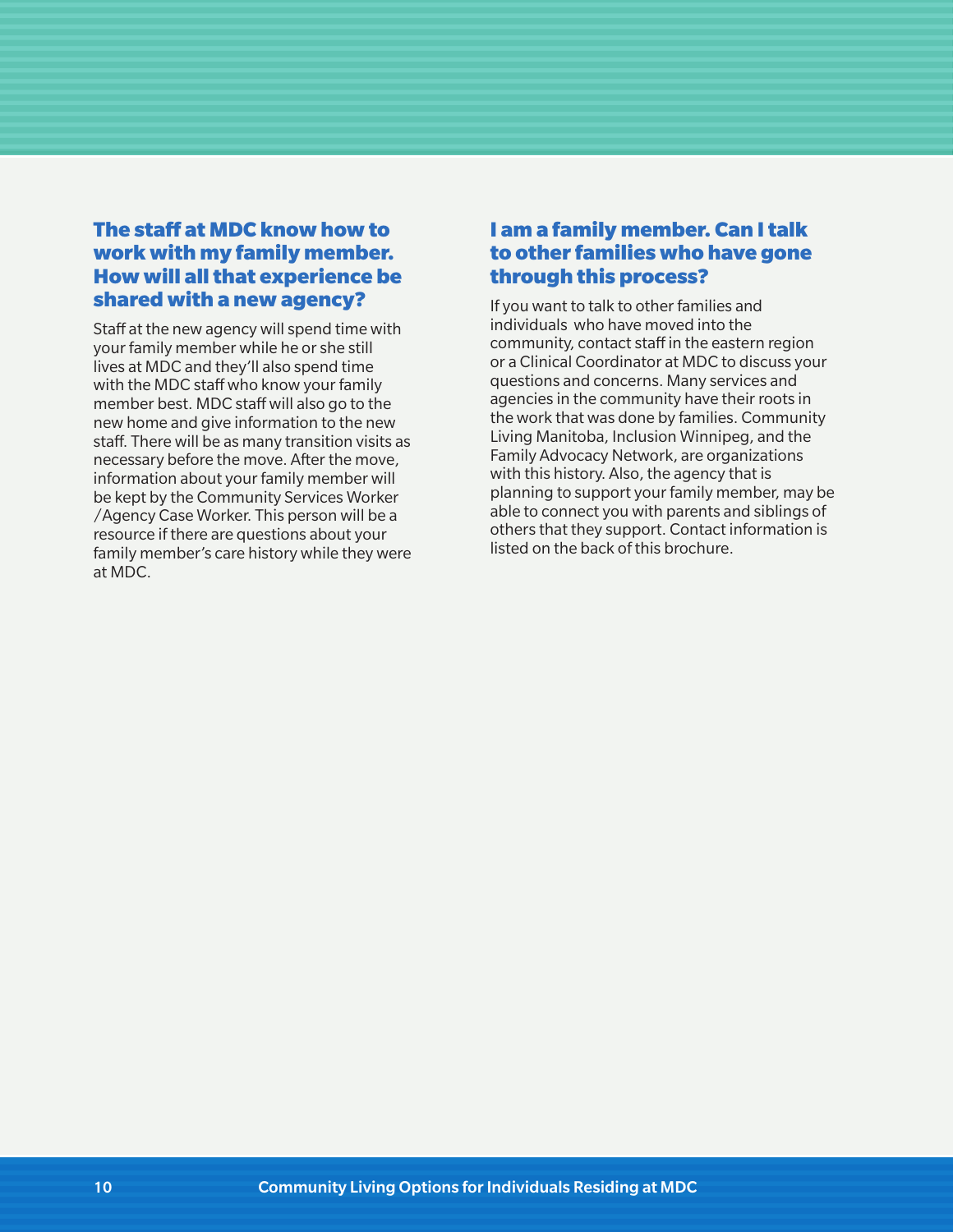## The staff at MDC know how to work with my family member. How will all that experience be shared with a new agency?

Staff at the new agency will spend time with your family member while he or she still lives at MDC and they'll also spend time with the MDC staff who know your family member best. MDC staff will also go to the new home and give information to the new staff. There will be as many transition visits as necessary before the move. After the move, information about your family member will be kept by the Community Services Worker /Agency Case Worker. This person will be a resource if there are questions about your family member's care history while they were at MDC.

## I am a family member. Can I talk to other families who have gone through this process?

If you want to talk to other families and individuals who have moved into the community, contact staff in the eastern region or a Clinical Coordinator at MDC to discuss your questions and concerns. Many services and agencies in the community have their roots in the work that was done by families. Community Living Manitoba, Inclusion Winnipeg, and the Family Advocacy Network, are organizations with this history. Also, the agency that is planning to support your family member, may be able to connect you with parents and siblings of others that they support. Contact information is listed on the back of this brochure.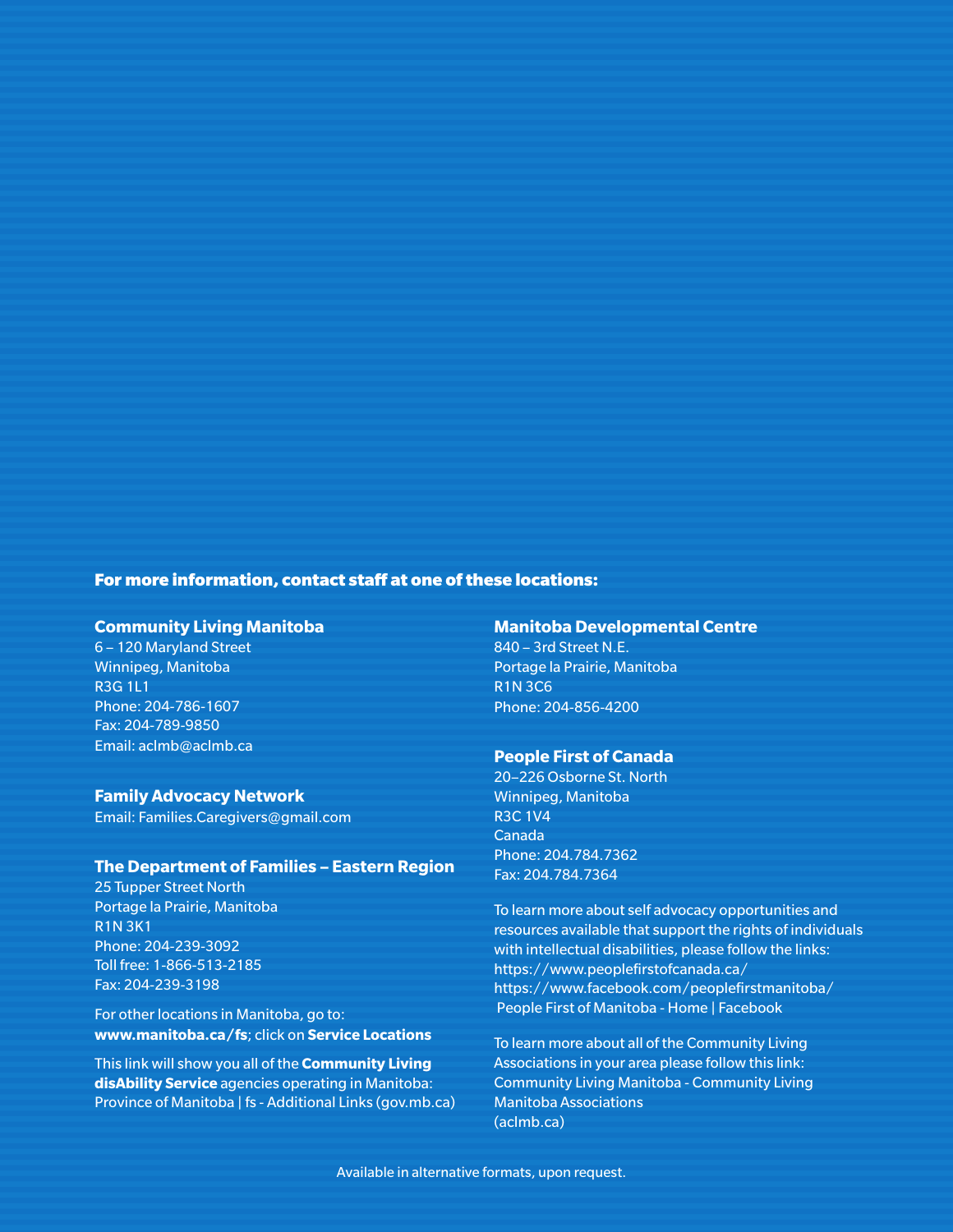**For more information, contact staff at one of these locations:**

### Community Living Manitoba

6 – 120 Maryland Street
Winnipeg, Manitoba
R3G 1L1
Phone: 204-786-1607
Fax: 204-789-9850
Email: aclmb@aclmb.ca

### Family Advocacy Network

Email: Families.Caregivers@gmail.com

### The Department of Families – Eastern Region

25 Tupper Street North
Portage la Prairie, Manitoba
R1N 3K1
Phone: 204-239-3092
Toll free: 1-866-513-2185
Fax: 204-239-3198

For other locations in Manitoba, go to:
**www.manitoba.ca/fs**; click on **Service Locations**

This link will show you all of the **Community Living disAbility Service** agencies operating in Manitoba:
Province of Manitoba | fs - Additional Links (gov.mb.ca)

### Manitoba Developmental Centre

840 – 3rd Street N.E.
Portage la Prairie, Manitoba
R1N 3C6
Phone: 204-856-4200

### People First of Canada

20–226 Osborne St. North
Winnipeg, Manitoba
R3C 1V4
Canada
Phone: 204.784.7362
Fax: 204.784.7364

To learn more about self advocacy opportunities and resources available that support the rights of individuals with intellectual disabilities, please follow the links:
https://www.peoplefirstofcanada.ca/
https://www.facebook.com/peoplefirstmanitoba/
People First of Manitoba - Home | Facebook

To learn more about all of the Community Living Associations in your area please follow this link:
Community Living Manitoba - Community Living Manitoba Associations
(aclmb.ca)

Available in alternative formats, upon request.